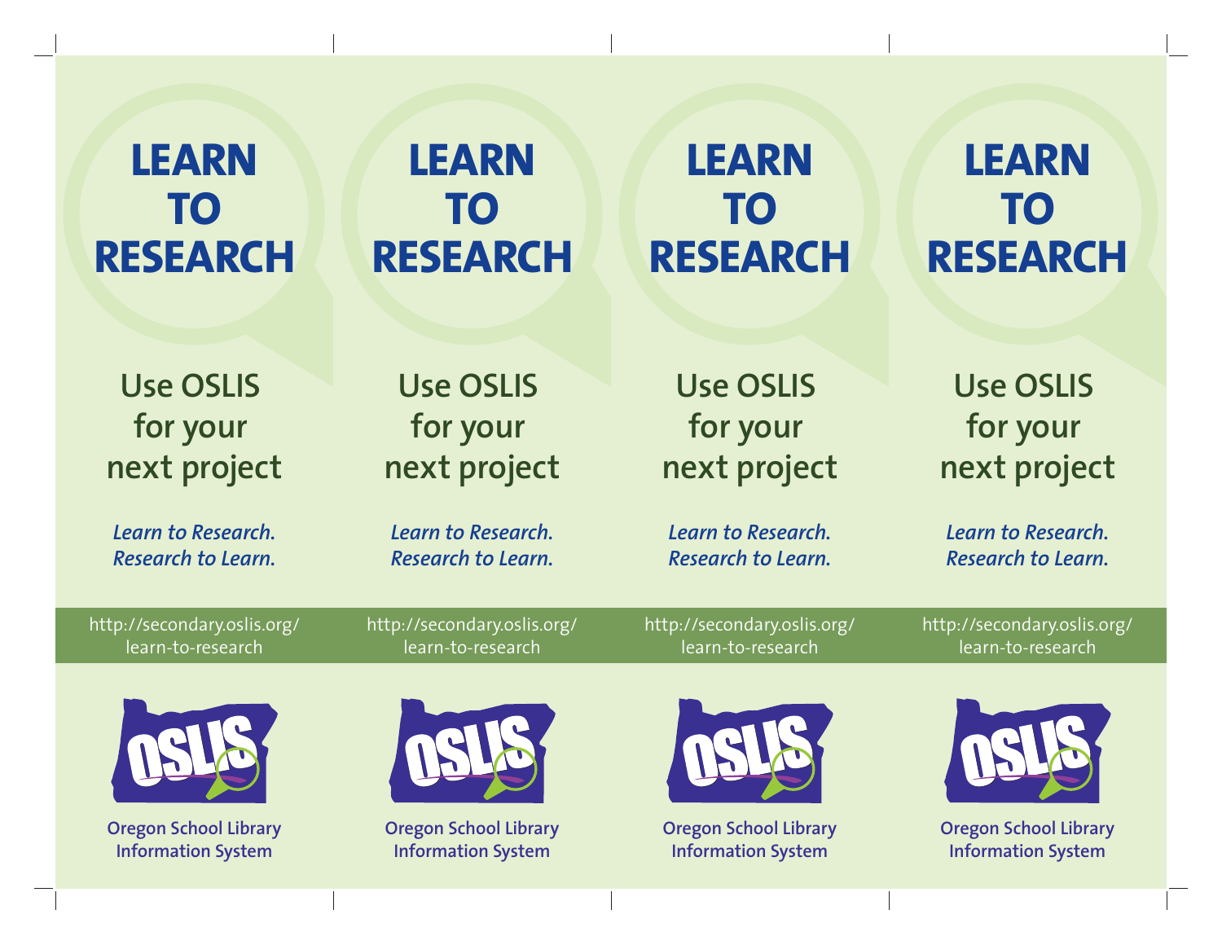# LEARN TO RESEARCH

**Use OSLIS for your next project**

***Learn to Research. Research to Learn.***

http://secondary.oslis.org/learn-to-research

OSLIS

**Oregon School Library Information System**

# LEARN TO RESEARCH

**Use OSLIS for your next project**

***Learn to Research. Research to Learn.***

http://secondary.oslis.org/learn-to-research

OSLIS

**Oregon School Library Information System**

# LEARN TO RESEARCH

**Use OSLIS for your next project**

***Learn to Research. Research to Learn.***

http://secondary.oslis.org/learn-to-research

OSLIS

**Oregon School Library Information System**

# LEARN TO RESEARCH

**Use OSLIS for your next project**

***Learn to Research. Research to Learn.***

http://secondary.oslis.org/learn-to-research

OSLIS

**Oregon School Library Information System**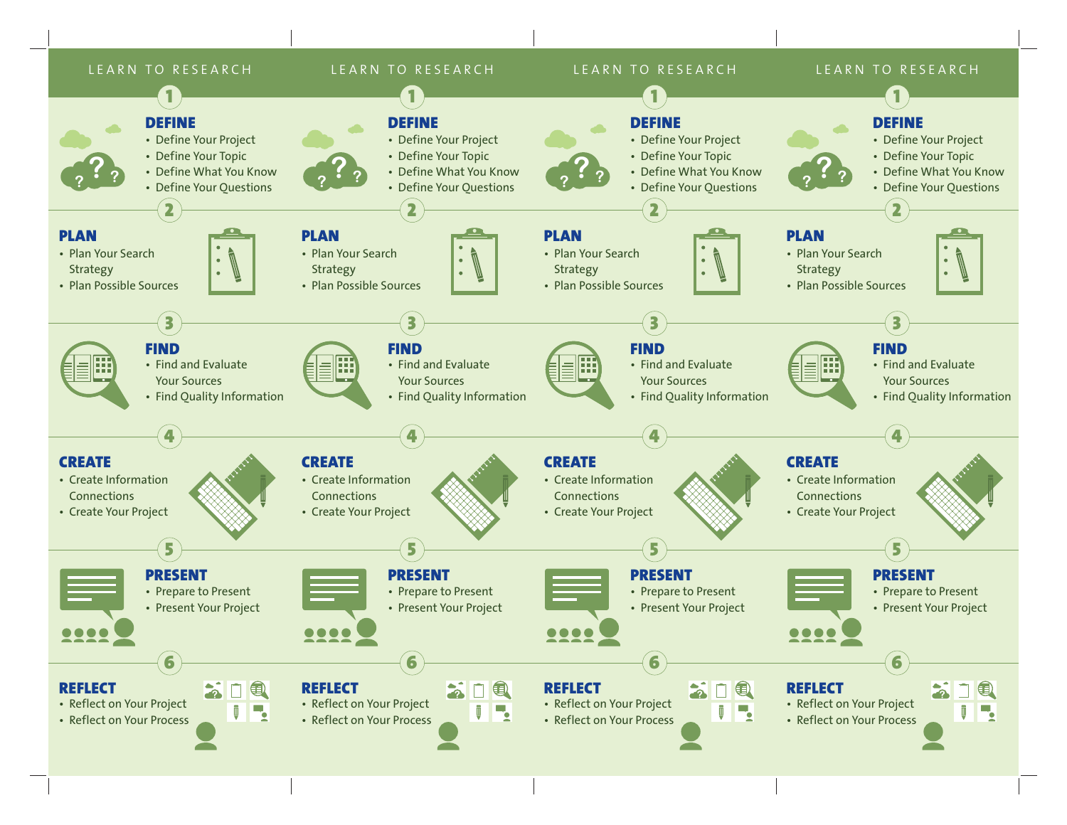LEARN TO RESEARCH

1

## DEFINE

- Define Your Project
- Define Your Topic
- Define What You Know
- Define Your Questions

2

## PLAN

- Plan Your Search Strategy
- Plan Possible Sources

3

## FIND

- Find and Evaluate Your Sources
- Find Quality Information

4

## CREATE

- Create Information Connections
- Create Your Project

5

## PRESENT

- Prepare to Present
- Present Your Project

6

## REFLECT

- Reflect on Your Project
- Reflect on Your Process

---

LEARN TO RESEARCH

1

## DEFINE

- Define Your Project
- Define Your Topic
- Define What You Know
- Define Your Questions

2

## PLAN

- Plan Your Search Strategy
- Plan Possible Sources

3

## FIND

- Find and Evaluate Your Sources
- Find Quality Information

4

## CREATE

- Create Information Connections
- Create Your Project

5

## PRESENT

- Prepare to Present
- Present Your Project

6

## REFLECT

- Reflect on Your Project
- Reflect on Your Process

---

LEARN TO RESEARCH

1

## DEFINE

- Define Your Project
- Define Your Topic
- Define What You Know
- Define Your Questions

2

## PLAN

- Plan Your Search Strategy
- Plan Possible Sources

3

## FIND

- Find and Evaluate Your Sources
- Find Quality Information

4

## CREATE

- Create Information Connections
- Create Your Project

5

## PRESENT

- Prepare to Present
- Present Your Project

6

## REFLECT

- Reflect on Your Project
- Reflect on Your Process

---

LEARN TO RESEARCH

1

## DEFINE

- Define Your Project
- Define Your Topic
- Define What You Know
- Define Your Questions

2

## PLAN

- Plan Your Search Strategy
- Plan Possible Sources

3

## FIND

- Find and Evaluate Your Sources
- Find Quality Information

4

## CREATE

- Create Information Connections
- Create Your Project

5

## PRESENT

- Prepare to Present
- Present Your Project

6

## REFLECT

- Reflect on Your Project
- Reflect on Your Process